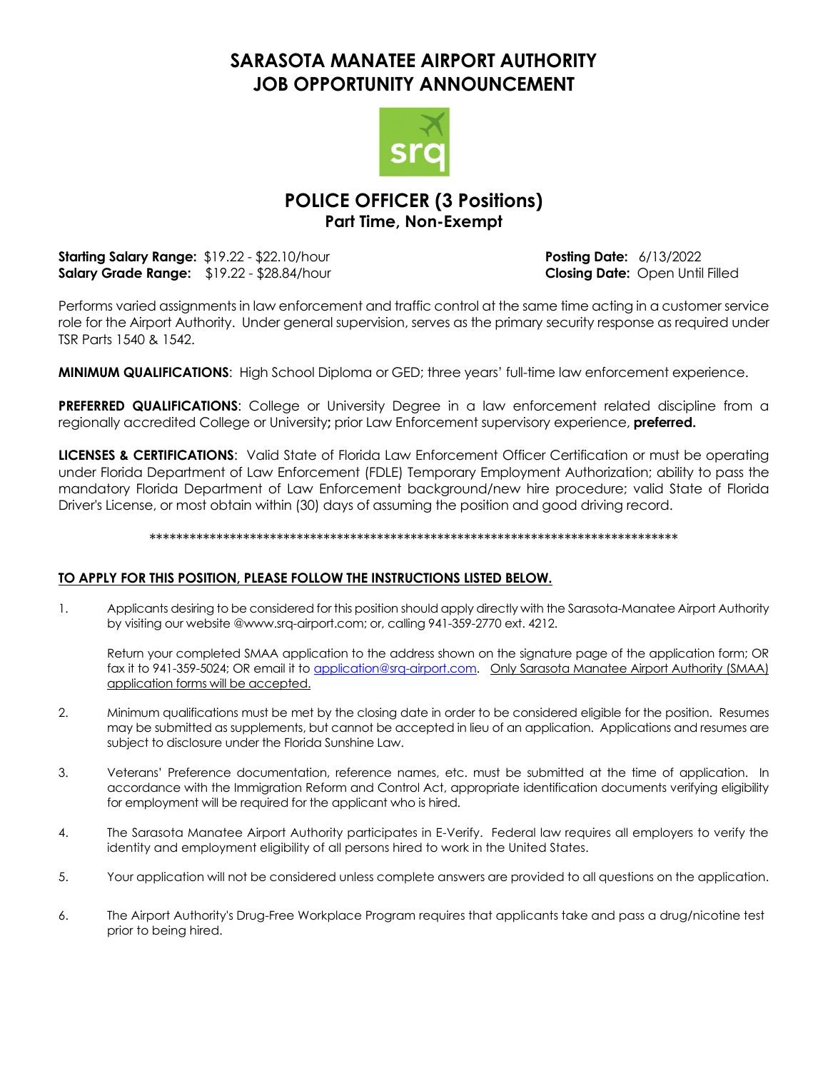# SARASOTA MANATEE AIRPORT AUTHORITY
# JOB OPPORTUNITY ANNOUNCEMENT

## POLICE OFFICER (3 Positions)
### Part Time, Non-Exempt

**Starting Salary Range:** $19.22 - $22.10/hour
**Salary Grade Range:** $19.22 - $28.84/hour

**Posting Date:** 6/13/2022
**Closing Date:** Open Until Filled

Performs varied assignments in law enforcement and traffic control at the same time acting in a customer service role for the Airport Authority. Under general supervision, serves as the primary security response as required under TSR Parts 1540 & 1542.

**MINIMUM QUALIFICATIONS**: High School Diploma or GED; three years' full-time law enforcement experience.

**PREFERRED QUALIFICATIONS**: College or University Degree in a law enforcement related discipline from a regionally accredited College or University**;** prior Law Enforcement supervisory experience, **preferred.**

**LICENSES & CERTIFICATIONS**: Valid State of Florida Law Enforcement Officer Certification or must be operating under Florida Department of Law Enforcement (FDLE) Temporary Employment Authorization; ability to pass the mandatory Florida Department of Law Enforcement background/new hire procedure; valid State of Florida Driver's License, or most obtain within (30) days of assuming the position and good driving record.

\*\*\*\*\*\*\*\*\*\*\*\*\*\*\*\*\*\*\*\*\*\*\*\*\*\*\*\*\*\*\*\*\*\*\*\*\*\*\*\*\*\*\*\*\*\*\*\*\*\*\*\*\*\*\*\*\*\*\*\*\*\*\*\*\*\*\*\*\*\*\*\*\*\*\*\*\*\*\*\*

**TO APPLY FOR THIS POSITION, PLEASE FOLLOW THE INSTRUCTIONS LISTED BELOW.**

1. Applicants desiring to be considered for this position should apply directly with the Sarasota-Manatee Airport Authority by visiting our website @www.srq-airport.com; or, calling 941-359-2770 ext. 4212.

   Return your completed SMAA application to the address shown on the signature page of the application form; OR fax it to 941-359-5024; OR email it to application@srq-airport.com. Only Sarasota Manatee Airport Authority (SMAA) application forms will be accepted.

2. Minimum qualifications must be met by the closing date in order to be considered eligible for the position. Resumes may be submitted as supplements, but cannot be accepted in lieu of an application. Applications and resumes are subject to disclosure under the Florida Sunshine Law.

3. Veterans' Preference documentation, reference names, etc. must be submitted at the time of application. In accordance with the Immigration Reform and Control Act, appropriate identification documents verifying eligibility for employment will be required for the applicant who is hired.

4. The Sarasota Manatee Airport Authority participates in E-Verify. Federal law requires all employers to verify the identity and employment eligibility of all persons hired to work in the United States.

5. Your application will not be considered unless complete answers are provided to all questions on the application.

6. The Airport Authority's Drug-Free Workplace Program requires that applicants take and pass a drug/nicotine test prior to being hired.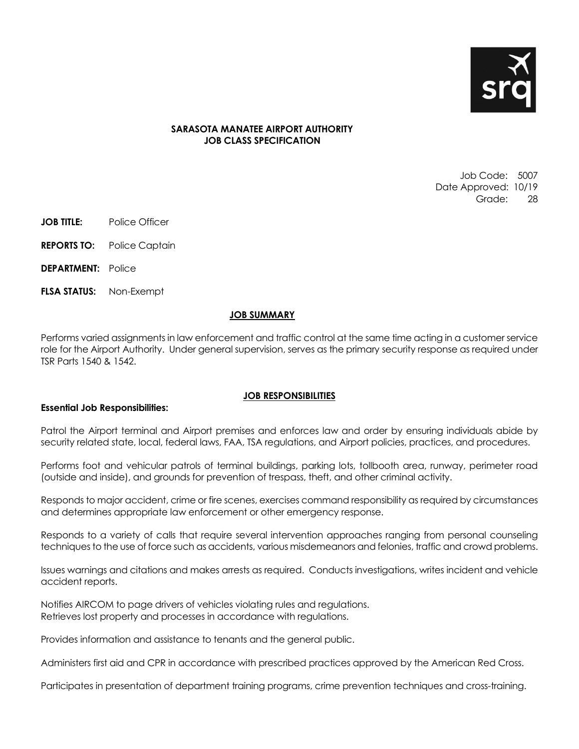**SARASOTA MANATEE AIRPORT AUTHORITY**
**JOB CLASS SPECIFICATION**

Job Code: 5007
Date Approved: 10/19
Grade: 28

**JOB TITLE:** Police Officer

**REPORTS TO:** Police Captain

**DEPARTMENT:** Police

**FLSA STATUS:** Non-Exempt

## JOB SUMMARY

Performs varied assignments in law enforcement and traffic control at the same time acting in a customer service role for the Airport Authority. Under general supervision, serves as the primary security response as required under TSR Parts 1540 & 1542.

## JOB RESPONSIBILITIES

**Essential Job Responsibilities:**

Patrol the Airport terminal and Airport premises and enforces law and order by ensuring individuals abide by security related state, local, federal laws, FAA, TSA regulations, and Airport policies, practices, and procedures.

Performs foot and vehicular patrols of terminal buildings, parking lots, tollbooth area, runway, perimeter road (outside and inside), and grounds for prevention of trespass, theft, and other criminal activity.

Responds to major accident, crime or fire scenes, exercises command responsibility as required by circumstances and determines appropriate law enforcement or other emergency response.

Responds to a variety of calls that require several intervention approaches ranging from personal counseling techniques to the use of force such as accidents, various misdemeanors and felonies, traffic and crowd problems.

Issues warnings and citations and makes arrests as required. Conducts investigations, writes incident and vehicle accident reports.

Notifies AIRCOM to page drivers of vehicles violating rules and regulations.
Retrieves lost property and processes in accordance with regulations.

Provides information and assistance to tenants and the general public.

Administers first aid and CPR in accordance with prescribed practices approved by the American Red Cross.

Participates in presentation of department training programs, crime prevention techniques and cross-training.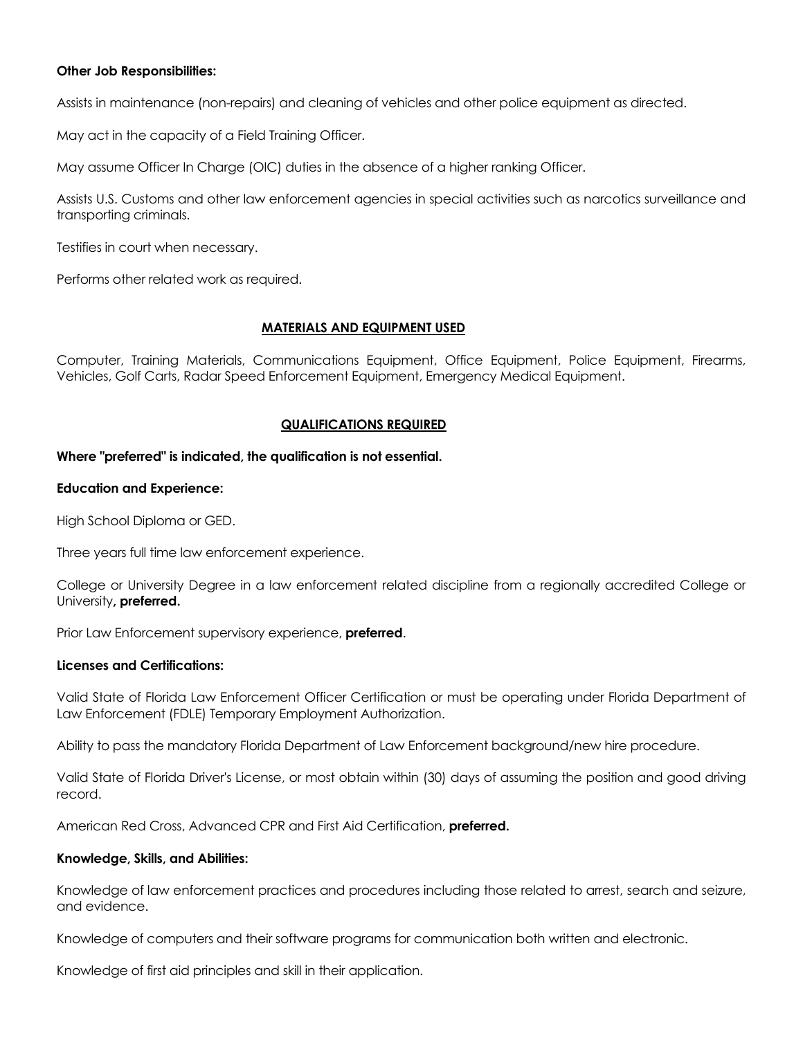**Other Job Responsibilities:**

Assists in maintenance (non-repairs) and cleaning of vehicles and other police equipment as directed.

May act in the capacity of a Field Training Officer.

May assume Officer In Charge (OIC) duties in the absence of a higher ranking Officer.

Assists U.S. Customs and other law enforcement agencies in special activities such as narcotics surveillance and transporting criminals.

Testifies in court when necessary.

Performs other related work as required.

## MATERIALS AND EQUIPMENT USED

Computer, Training Materials, Communications Equipment, Office Equipment, Police Equipment, Firearms, Vehicles, Golf Carts, Radar Speed Enforcement Equipment, Emergency Medical Equipment.

## QUALIFICATIONS REQUIRED

**Where "preferred" is indicated, the qualification is not essential.**

**Education and Experience:**

High School Diploma or GED.

Three years full time law enforcement experience.

College or University Degree in a law enforcement related discipline from a regionally accredited College or University**, preferred.**

Prior Law Enforcement supervisory experience, **preferred**.

**Licenses and Certifications:**

Valid State of Florida Law Enforcement Officer Certification or must be operating under Florida Department of Law Enforcement (FDLE) Temporary Employment Authorization.

Ability to pass the mandatory Florida Department of Law Enforcement background/new hire procedure.

Valid State of Florida Driver's License, or most obtain within (30) days of assuming the position and good driving record.

American Red Cross, Advanced CPR and First Aid Certification, **preferred.**

**Knowledge, Skills, and Abilities:**

Knowledge of law enforcement practices and procedures including those related to arrest, search and seizure, and evidence.

Knowledge of computers and their software programs for communication both written and electronic.

Knowledge of first aid principles and skill in their application.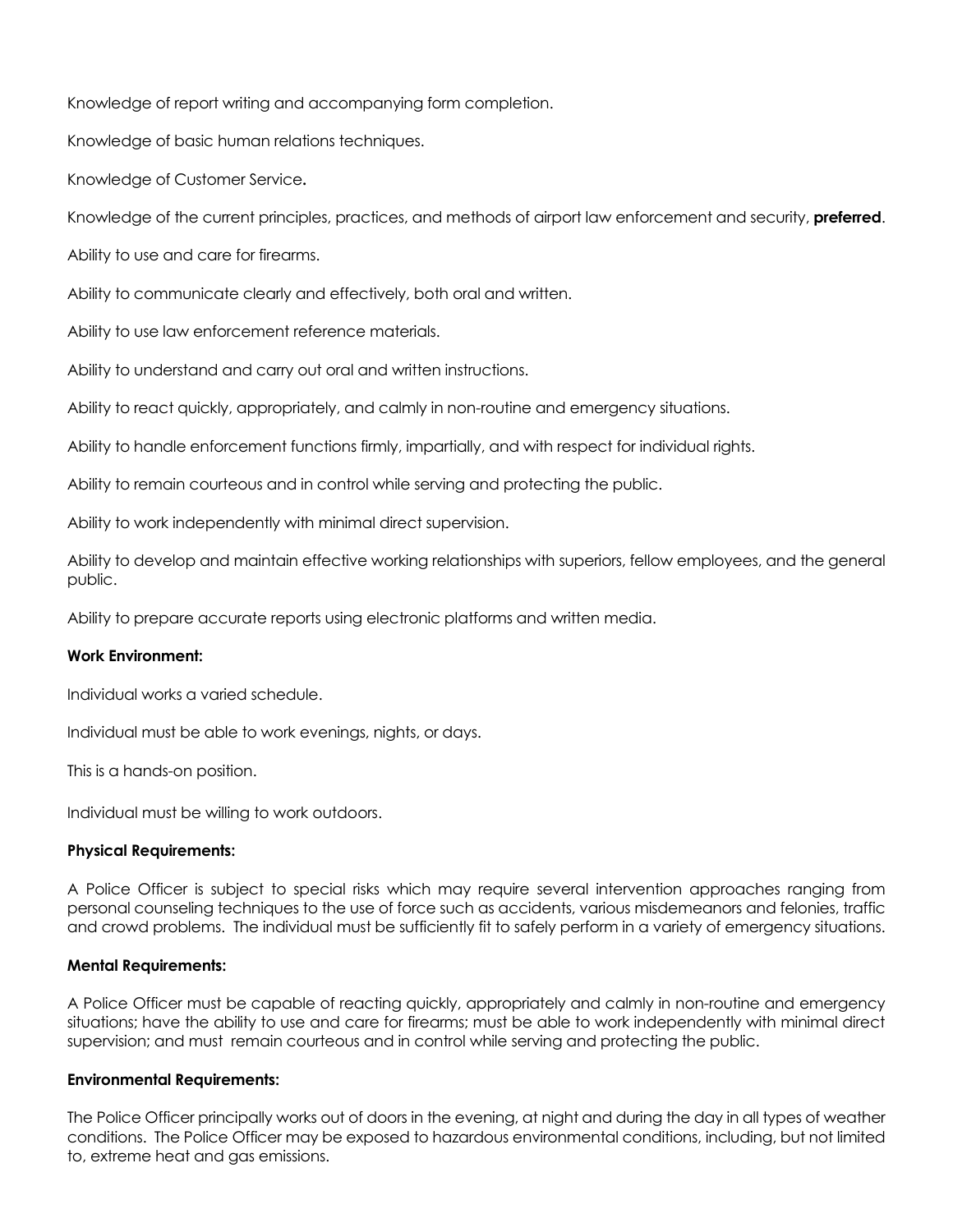Knowledge of report writing and accompanying form completion.

Knowledge of basic human relations techniques.

Knowledge of Customer Service**.**

Knowledge of the current principles, practices, and methods of airport law enforcement and security, **preferred**.

Ability to use and care for firearms.

Ability to communicate clearly and effectively, both oral and written.

Ability to use law enforcement reference materials.

Ability to understand and carry out oral and written instructions.

Ability to react quickly, appropriately, and calmly in non-routine and emergency situations.

Ability to handle enforcement functions firmly, impartially, and with respect for individual rights.

Ability to remain courteous and in control while serving and protecting the public.

Ability to work independently with minimal direct supervision.

Ability to develop and maintain effective working relationships with superiors, fellow employees, and the general public.

Ability to prepare accurate reports using electronic platforms and written media.

**Work Environment:**

Individual works a varied schedule.

Individual must be able to work evenings, nights, or days.

This is a hands-on position.

Individual must be willing to work outdoors.

**Physical Requirements:**

A Police Officer is subject to special risks which may require several intervention approaches ranging from personal counseling techniques to the use of force such as accidents, various misdemeanors and felonies, traffic and crowd problems. The individual must be sufficiently fit to safely perform in a variety of emergency situations.

**Mental Requirements:**

A Police Officer must be capable of reacting quickly, appropriately and calmly in non-routine and emergency situations; have the ability to use and care for firearms; must be able to work independently with minimal direct supervision; and must remain courteous and in control while serving and protecting the public.

**Environmental Requirements:**

The Police Officer principally works out of doors in the evening, at night and during the day in all types of weather conditions. The Police Officer may be exposed to hazardous environmental conditions, including, but not limited to, extreme heat and gas emissions.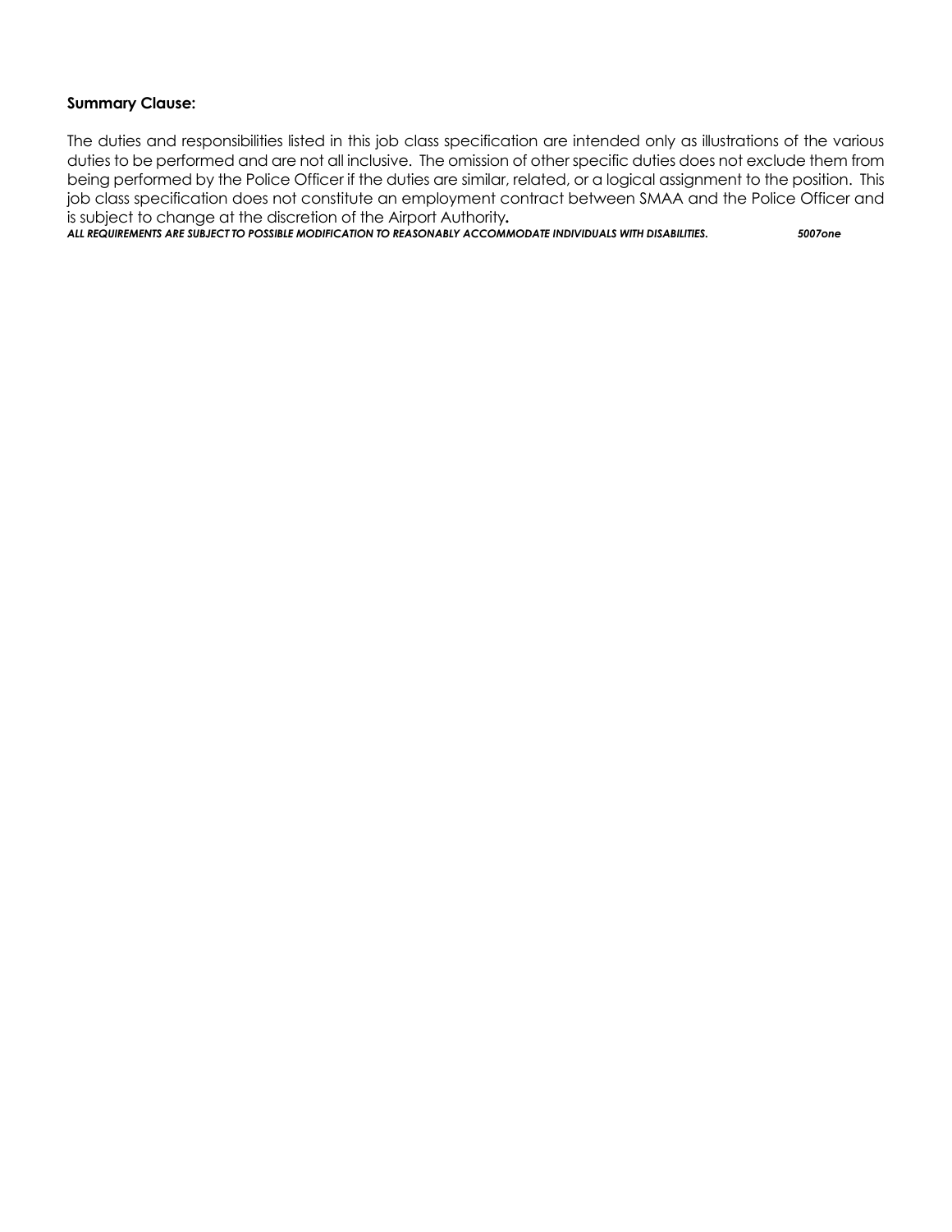**Summary Clause:**

The duties and responsibilities listed in this job class specification are intended only as illustrations of the various duties to be performed and are not all inclusive. The omission of other specific duties does not exclude them from being performed by the Police Officer if the duties are similar, related, or a logical assignment to the position. This job class specification does not constitute an employment contract between SMAA and the Police Officer and is subject to change at the discretion of the Airport Authority**.**

***ALL REQUIREMENTS ARE SUBJECT TO POSSIBLE MODIFICATION TO REASONABLY ACCOMMODATE INDIVIDUALS WITH DISABILITIES.*** ***5007one***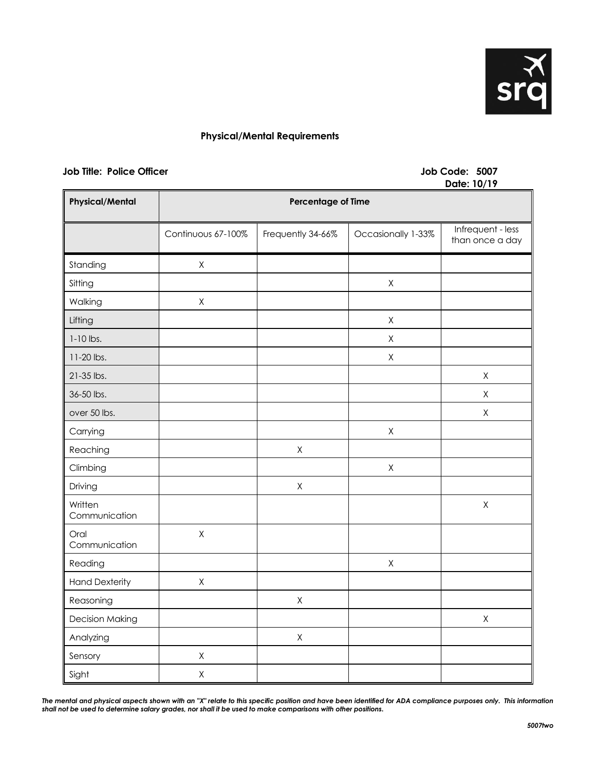srq

## Physical/Mental Requirements

**Job Title: Police Officer** **Job Code: 5007**
**Date: 10/19**

| Physical/Mental | Percentage of Time | | | |
|---|---|---|---|---|
| | Continuous 67-100% | Frequently 34-66% | Occasionally 1-33% | Infrequent - less than once a day |
| Standing | X | | | |
| Sitting | | | X | |
| Walking | X | | | |
| Lifting | | | X | |
| 1-10 lbs. | | | X | |
| 11-20 lbs. | | | X | |
| 21-35 lbs. | | | | X |
| 36-50 lbs. | | | | X |
| over 50 lbs. | | | | X |
| Carrying | | | X | |
| Reaching | | X | | |
| Climbing | | | X | |
| Driving | | X | | |
| Written Communication | | | | X |
| Oral Communication | X | | | |
| Reading | | | X | |
| Hand Dexterity | X | | | |
| Reasoning | | X | | |
| Decision Making | | | | X |
| Analyzing | | X | | |
| Sensory | X | | | |
| Sight | X | | | |

***The mental and physical aspects shown with an "X" relate to this specific position and have been identified for ADA compliance purposes only. This information shall not be used to determine salary grades, nor shall it be used to make comparisons with other positions.***

*5007two*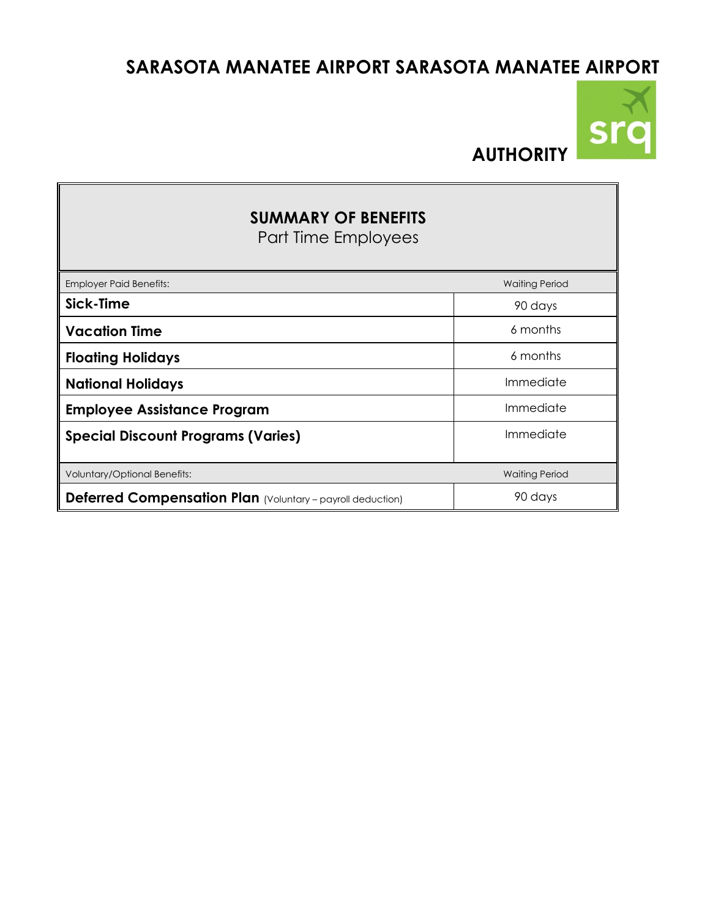# SARASOTA MANATEE AIRPORT SARASOTA MANATEE AIRPORT AUTHORITY

## SUMMARY OF BENEFITS

Part Time Employees

| Employer Paid Benefits: | Waiting Period |
|---|---|
| **Sick-Time** | 90 days |
| **Vacation Time** | 6 months |
| **Floating Holidays** | 6 months |
| **National Holidays** | Immediate |
| **Employee Assistance Program** | Immediate |
| **Special Discount Programs (Varies)** | Immediate |
| Voluntary/Optional Benefits: | Waiting Period |
| **Deferred Compensation Plan** (Voluntary – payroll deduction) | 90 days |